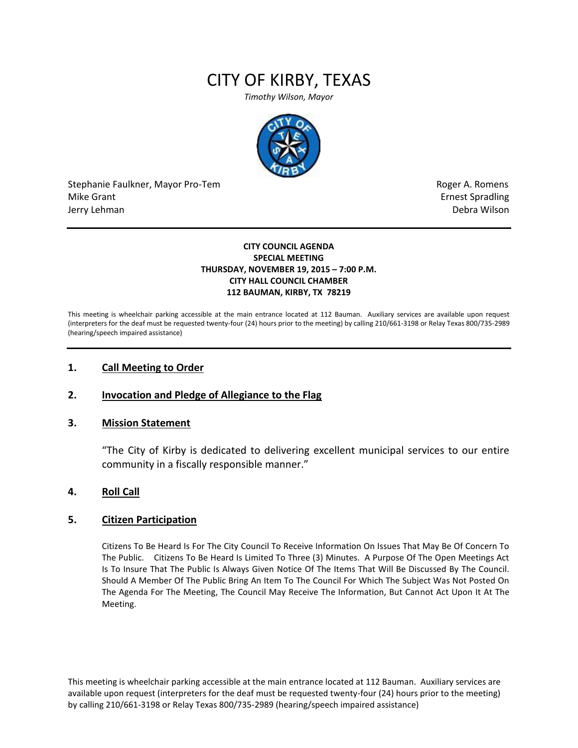# CITY OF KIRBY, TEXAS

*Timothy Wilson, Mayor*

Stephanie Faulkner, Mayor Pro-Tem
Mike Grant
Jerry Lehman

Roger A. Romens
Ernest Spradling
Debra Wilson

**CITY COUNCIL AGENDA**
**SPECIAL MEETING**
**THURSDAY, NOVEMBER 19, 2015 – 7:00 P.M.**
**CITY HALL COUNCIL CHAMBER**
**112 BAUMAN, KIRBY, TX 78219**

This meeting is wheelchair parking accessible at the main entrance located at 112 Bauman. Auxiliary services are available upon request (interpreters for the deaf must be requested twenty-four (24) hours prior to the meeting) by calling 210/661-3198 or Relay Texas 800/735-2989 (hearing/speech impaired assistance)

## 1. Call Meeting to Order

## 2. Invocation and Pledge of Allegiance to the Flag

## 3. Mission Statement

"The City of Kirby is dedicated to delivering excellent municipal services to our entire community in a fiscally responsible manner."

## 4. Roll Call

## 5. Citizen Participation

Citizens To Be Heard Is For The City Council To Receive Information On Issues That May Be Of Concern To The Public. Citizens To Be Heard Is Limited To Three (3) Minutes. A Purpose Of The Open Meetings Act Is To Insure That The Public Is Always Given Notice Of The Items That Will Be Discussed By The Council. Should A Member Of The Public Bring An Item To The Council For Which The Subject Was Not Posted On The Agenda For The Meeting, The Council May Receive The Information, But Cannot Act Upon It At The Meeting.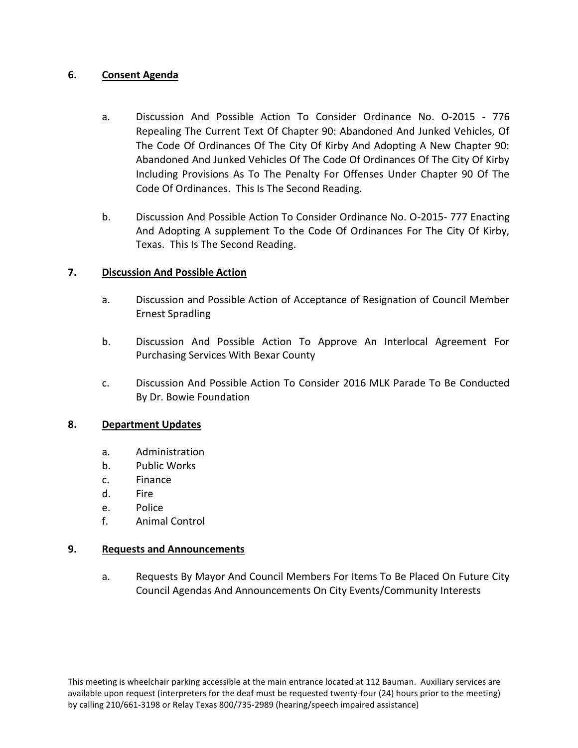## 6. Consent Agenda

a. Discussion And Possible Action To Consider Ordinance No. O-2015 - 776 Repealing The Current Text Of Chapter 90: Abandoned And Junked Vehicles, Of The Code Of Ordinances Of The City Of Kirby And Adopting A New Chapter 90: Abandoned And Junked Vehicles Of The Code Of Ordinances Of The City Of Kirby Including Provisions As To The Penalty For Offenses Under Chapter 90 Of The Code Of Ordinances. This Is The Second Reading.

b. Discussion And Possible Action To Consider Ordinance No. O-2015- 777 Enacting And Adopting A supplement To the Code Of Ordinances For The City Of Kirby, Texas. This Is The Second Reading.

## 7. Discussion And Possible Action

a. Discussion and Possible Action of Acceptance of Resignation of Council Member Ernest Spradling

b. Discussion And Possible Action To Approve An Interlocal Agreement For Purchasing Services With Bexar County

c. Discussion And Possible Action To Consider 2016 MLK Parade To Be Conducted By Dr. Bowie Foundation

## 8. Department Updates

a. Administration
b. Public Works
c. Finance
d. Fire
e. Police
f. Animal Control

## 9. Requests and Announcements

a. Requests By Mayor And Council Members For Items To Be Placed On Future City Council Agendas And Announcements On City Events/Community Interests

This meeting is wheelchair parking accessible at the main entrance located at 112 Bauman. Auxiliary services are available upon request (interpreters for the deaf must be requested twenty-four (24) hours prior to the meeting) by calling 210/661-3198 or Relay Texas 800/735-2989 (hearing/speech impaired assistance)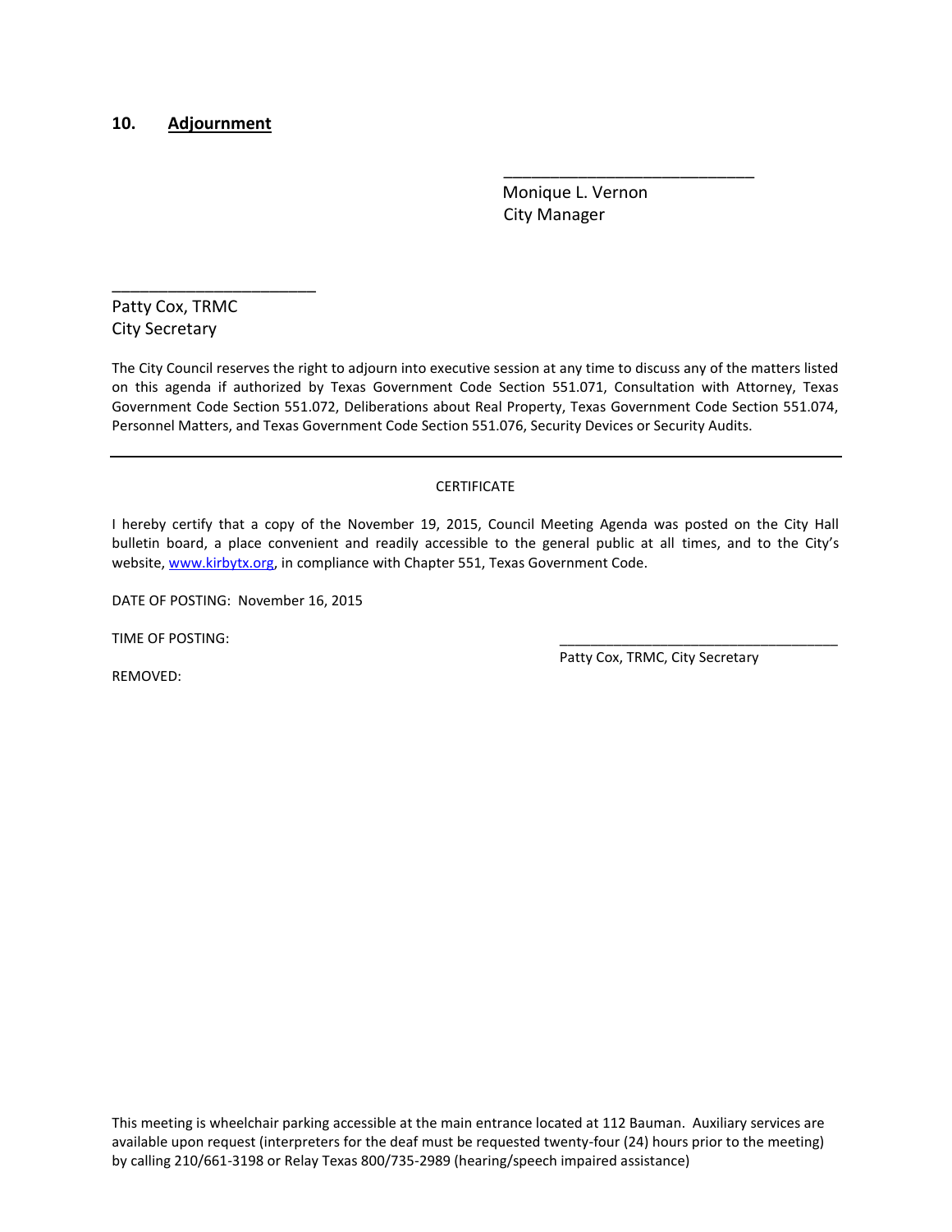## 10. Adjournment

\_\_\_\_\_\_\_\_\_\_\_\_\_\_\_\_\_\_\_\_\_\_\_\_\_\_\_\_
Monique L. Vernon
City Manager

\_\_\_\_\_\_\_\_\_\_\_\_\_\_\_\_\_\_\_\_\_\_\_
Patty Cox, TRMC
City Secretary

The City Council reserves the right to adjourn into executive session at any time to discuss any of the matters listed on this agenda if authorized by Texas Government Code Section 551.071, Consultation with Attorney, Texas Government Code Section 551.072, Deliberations about Real Property, Texas Government Code Section 551.074, Personnel Matters, and Texas Government Code Section 551.076, Security Devices or Security Audits.

---

CERTIFICATE

I hereby certify that a copy of the November 19, 2015, Council Meeting Agenda was posted on the City Hall bulletin board, a place convenient and readily accessible to the general public at all times, and to the City's website, [www.kirbytx.org](http://www.kirbytx.org), in compliance with Chapter 551, Texas Government Code.

DATE OF POSTING: November 16, 2015

TIME OF POSTING:

\_\_\_\_\_\_\_\_\_\_\_\_\_\_\_\_\_\_\_\_\_\_\_\_\_\_\_\_\_\_\_\_\_\_
Patty Cox, TRMC, City Secretary

REMOVED:

This meeting is wheelchair parking accessible at the main entrance located at 112 Bauman. Auxiliary services are available upon request (interpreters for the deaf must be requested twenty-four (24) hours prior to the meeting) by calling 210/661-3198 or Relay Texas 800/735-2989 (hearing/speech impaired assistance)